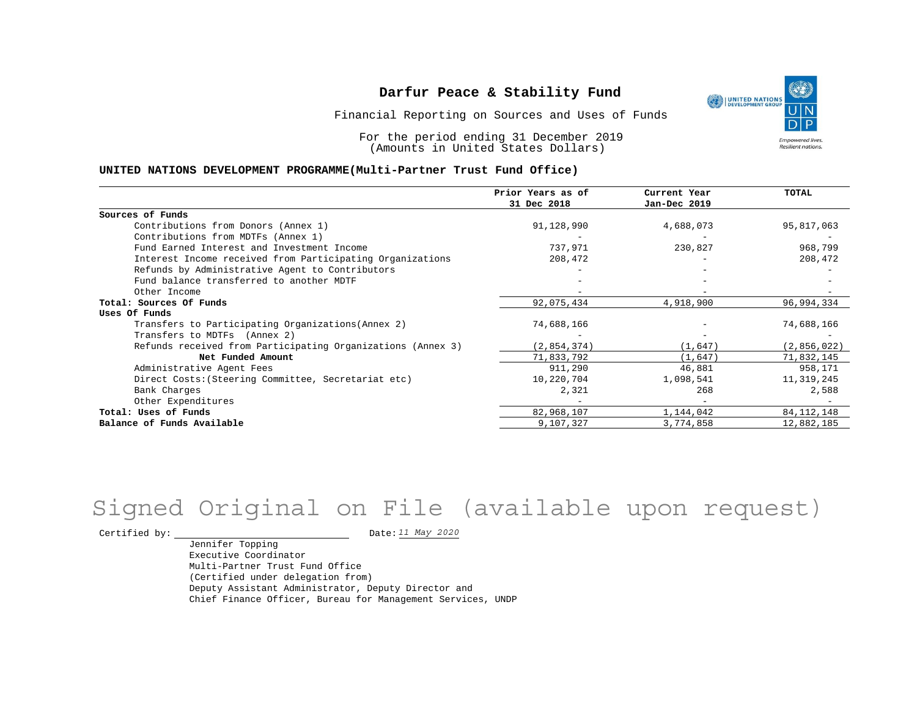# Darfur Peace & Stability Fund

Financial Reporting on Sources and Uses of Funds

For the period ending 31 December 2019
(Amounts in United States Dollars)

**UNITED NATIONS DEVELOPMENT PROGRAMME(Multi-Partner Trust Fund Office)**

| | Prior Years as of 31 Dec 2018 | Current Year Jan-Dec 2019 | TOTAL |
|---|---|---|---|
| **Sources of Funds** | | | |
| Contributions from Donors (Annex 1) | 91,128,990 | 4,688,073 | 95,817,063 |
| Contributions from MDTFs (Annex 1) | - | - | - |
| Fund Earned Interest and Investment Income | 737,971 | 230,827 | 968,799 |
| Interest Income received from Participating Organizations | 208,472 | - | 208,472 |
| Refunds by Administrative Agent to Contributors | - | - | - |
| Fund balance transferred to another MDTF | - | - | - |
| Other Income | - | - | - |
| **Total: Sources Of Funds** | 92,075,434 | 4,918,900 | 96,994,334 |
| **Uses Of Funds** | | | |
| Transfers to Participating Organizations(Annex 2) | 74,688,166 | - | 74,688,166 |
| Transfers to MDTFs (Annex 2) | - | - | - |
| Refunds received from Participating Organizations (Annex 3) | (2,854,374) | (1,647) | (2,856,022) |
| **Net Funded Amount** | 71,833,792 | (1,647) | 71,832,145 |
| Administrative Agent Fees | 911,290 | 46,881 | 958,171 |
| Direct Costs:(Steering Committee, Secretariat etc) | 10,220,704 | 1,098,541 | 11,319,245 |
| Bank Charges | 2,321 | 268 | 2,588 |
| Other Expenditures | - | - | - |
| **Total: Uses of Funds** | 82,968,107 | 1,144,042 | 84,112,148 |
| **Balance of Funds Available** | 9,107,327 | 3,774,858 | 12,882,185 |

Signed Original on File (available upon request)

Certified by: ____________________ Date: *11 May 2020*

Jennifer Topping
Executive Coordinator
Multi-Partner Trust Fund Office
(Certified under delegation from)
Deputy Assistant Administrator, Deputy Director and
Chief Finance Officer, Bureau for Management Services, UNDP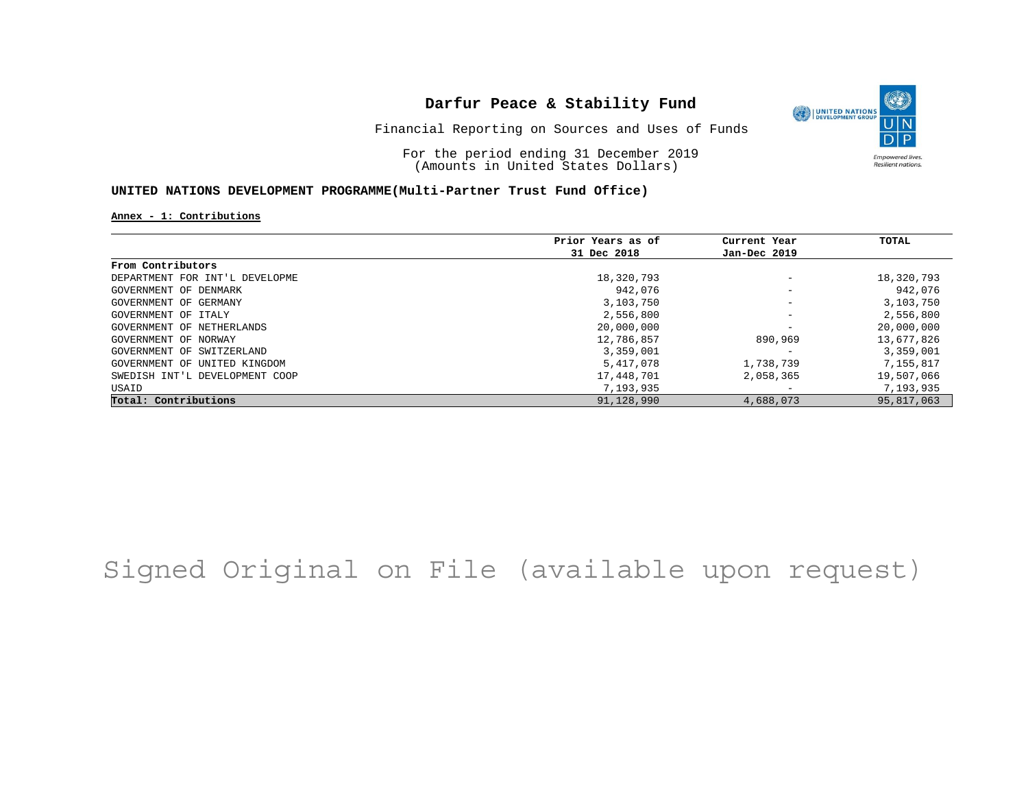# Darfur Peace & Stability Fund

Financial Reporting on Sources and Uses of Funds

For the period ending 31 December 2019
(Amounts in United States Dollars)

**UNITED NATIONS DEVELOPMENT PROGRAMME(Multi-Partner Trust Fund Office)**

**Annex - 1: Contributions**

| | Prior Years as of 31 Dec 2018 | Current Year Jan-Dec 2019 | TOTAL |
|---|---|---|---|
| **From Contributors** | | | |
| DEPARTMENT FOR INT'L DEVELOPME | 18,320,793 | - | 18,320,793 |
| GOVERNMENT OF DENMARK | 942,076 | - | 942,076 |
| GOVERNMENT OF GERMANY | 3,103,750 | - | 3,103,750 |
| GOVERNMENT OF ITALY | 2,556,800 | - | 2,556,800 |
| GOVERNMENT OF NETHERLANDS | 20,000,000 | - | 20,000,000 |
| GOVERNMENT OF NORWAY | 12,786,857 | 890,969 | 13,677,826 |
| GOVERNMENT OF SWITZERLAND | 3,359,001 | - | 3,359,001 |
| GOVERNMENT OF UNITED KINGDOM | 5,417,078 | 1,738,739 | 7,155,817 |
| SWEDISH INT'L DEVELOPMENT COOP | 17,448,701 | 2,058,365 | 19,507,066 |
| USAID | 7,193,935 | - | 7,193,935 |
| **Total: Contributions** | 91,128,990 | 4,688,073 | 95,817,063 |

Signed Original on File (available upon request)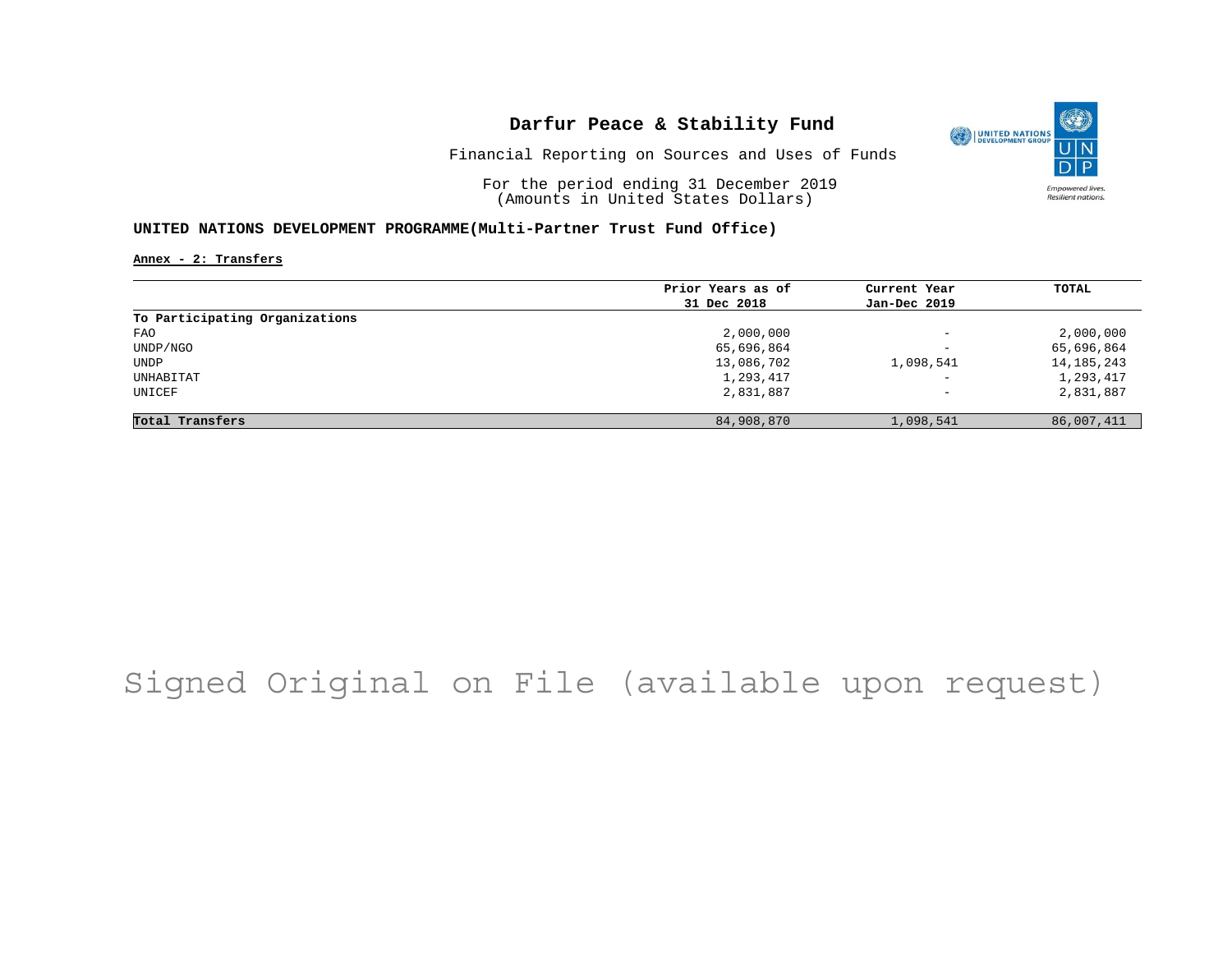# Darfur Peace & Stability Fund

Financial Reporting on Sources and Uses of Funds

For the period ending 31 December 2019
(Amounts in United States Dollars)

**UNITED NATIONS DEVELOPMENT PROGRAMME(Multi-Partner Trust Fund Office)**

Annex - 2: Transfers

| | Prior Years as of 31 Dec 2018 | Current Year Jan-Dec 2019 | TOTAL |
|---|---|---|---|
| **To Participating Organizations** | | | |
| FAO | 2,000,000 | - | 2,000,000 |
| UNDP/NGO | 65,696,864 | - | 65,696,864 |
| UNDP | 13,086,702 | 1,098,541 | 14,185,243 |
| UNHABITAT | 1,293,417 | - | 1,293,417 |
| UNICEF | 2,831,887 | - | 2,831,887 |
| **Total Transfers** | 84,908,870 | 1,098,541 | 86,007,411 |

Signed Original on File (available upon request)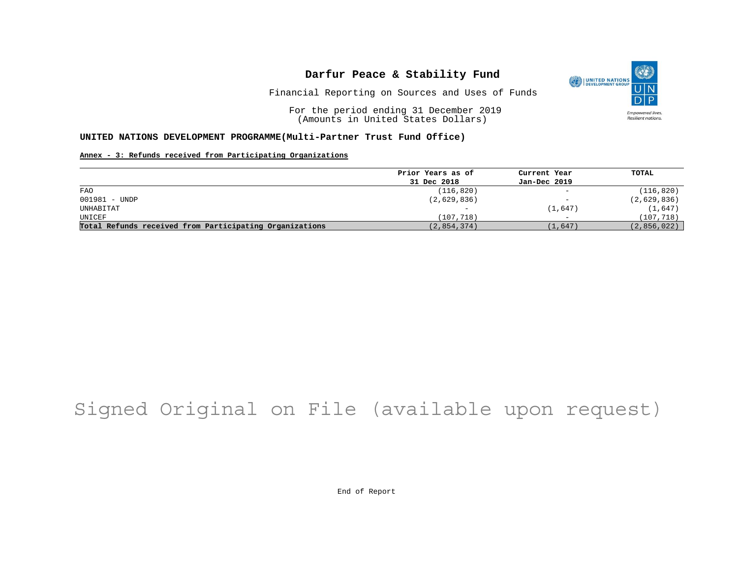# Darfur Peace & Stability Fund

Financial Reporting on Sources and Uses of Funds

For the period ending 31 December 2019
(Amounts in United States Dollars)

**UNITED NATIONS DEVELOPMENT PROGRAMME(Multi-Partner Trust Fund Office)**

**Annex - 3: Refunds received from Participating Organizations**

| | Prior Years as of 31 Dec 2018 | Current Year Jan-Dec 2019 | TOTAL |
|---|---|---|---|
| FAO | (116,820) | - | (116,820) |
| 001981 - UNDP | (2,629,836) | - | (2,629,836) |
| UNHABITAT | - | (1,647) | (1,647) |
| UNICEF | (107,718) | - | (107,718) |
| **Total Refunds received from Participating Organizations** | (2,854,374) | (1,647) | (2,856,022) |

Signed Original on File (available upon request)

End of Report